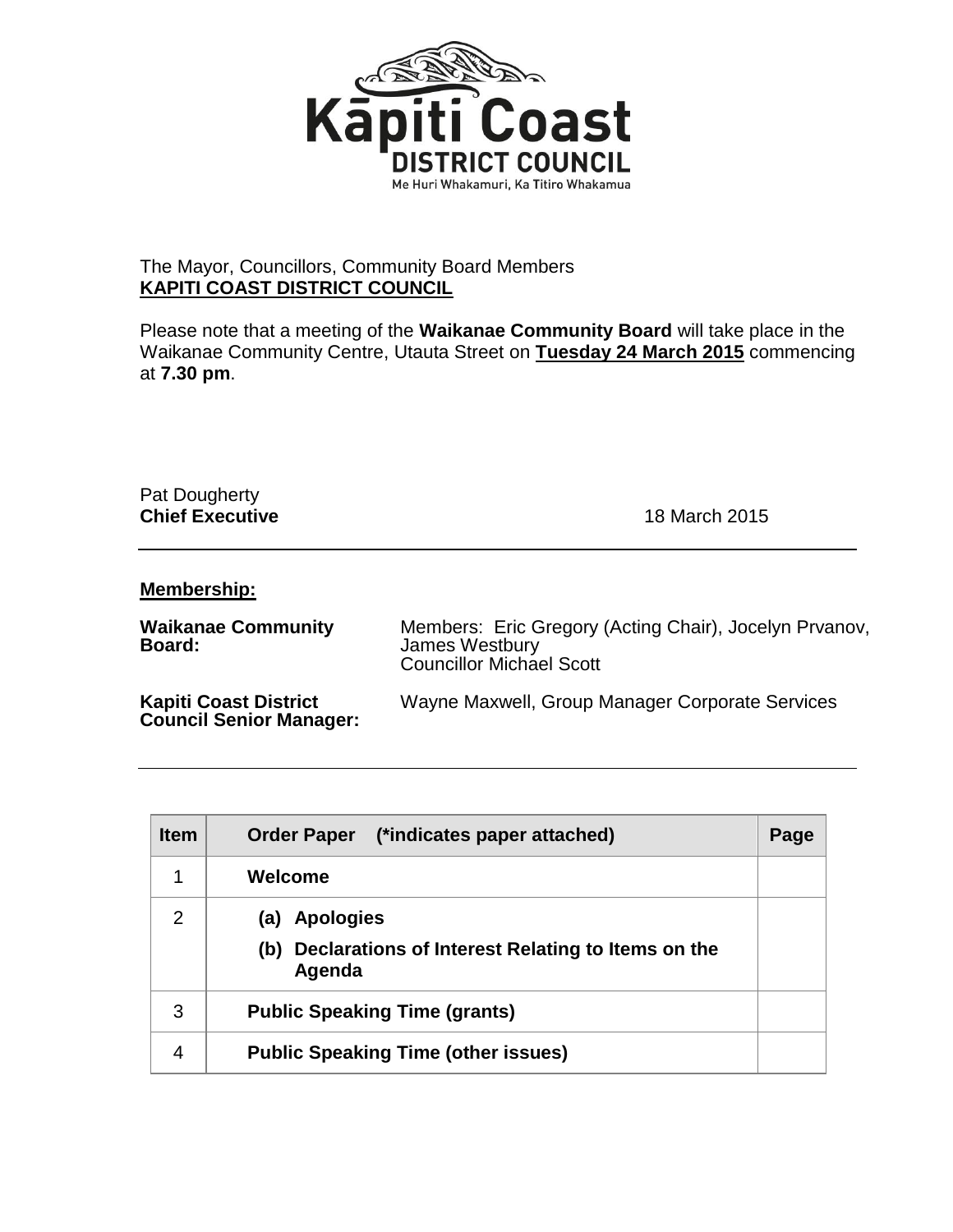Kāpiti Coast
DISTRICT COUNCIL
Me Huri Whakamuri, Ka Titiro Whakamua

The Mayor, Councillors, Community Board Members
**KAPITI COAST DISTRICT COUNCIL**

Please note that a meeting of the **Waikanae Community Board** will take place in the Waikanae Community Centre, Utauta Street on **Tuesday 24 March 2015** commencing at **7.30 pm**.

Pat Dougherty
**Chief Executive** 18 March 2015

---

**Membership:**

**Waikanae Community Board:** Members: Eric Gregory (Acting Chair), Jocelyn Prvanov, James Westbury
Councillor Michael Scott

**Kapiti Coast District Council Senior Manager:** Wayne Maxwell, Group Manager Corporate Services

---

| Item | Order Paper (*indicates paper attached) | Page |
|---|---|---|
| 1 | **Welcome** | |
| 2 | **(a) Apologies**<br>**(b) Declarations of Interest Relating to Items on the Agenda** | |
| 3 | **Public Speaking Time (grants)** | |
| 4 | **Public Speaking Time (other issues)** | |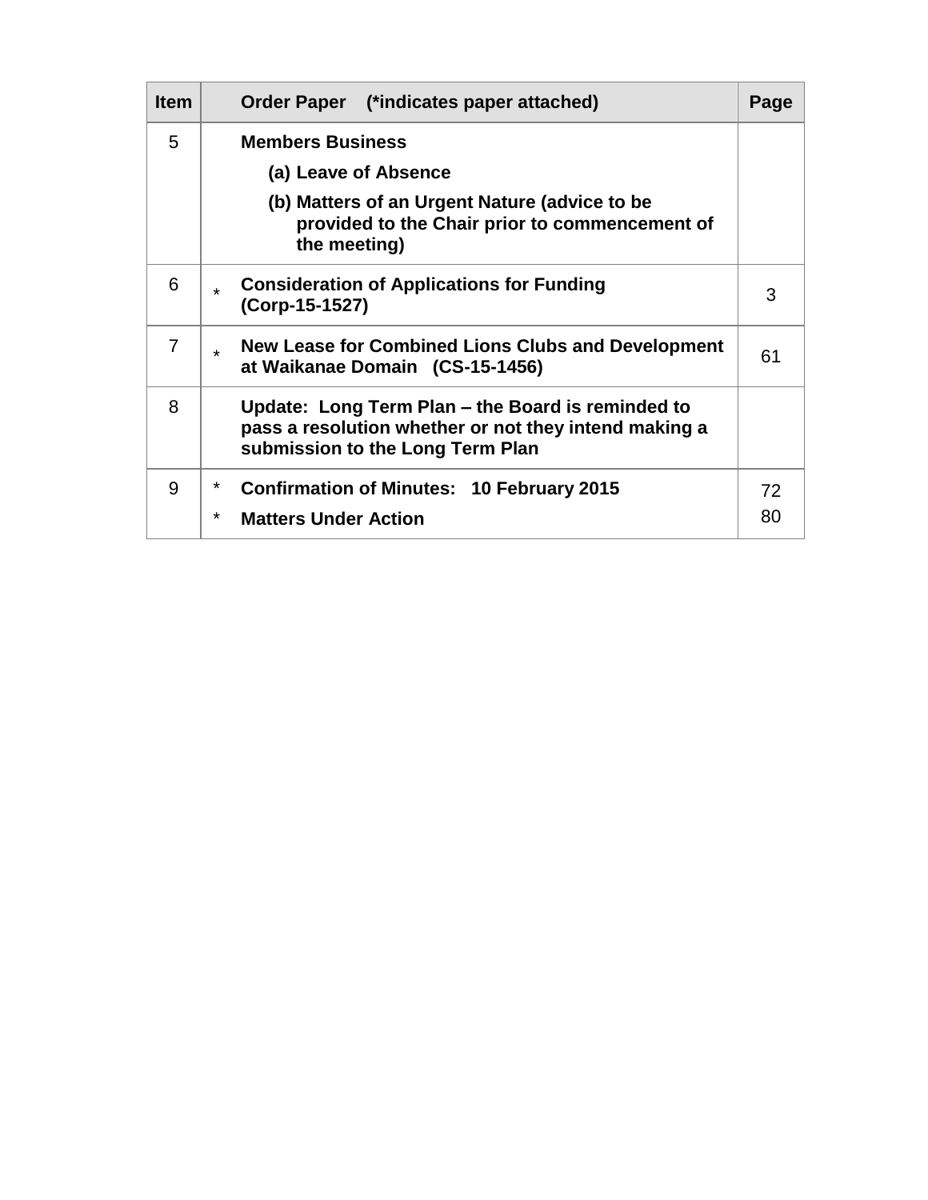| Item | | Order Paper (*indicates paper attached) | Page |
|---|---|---|---|
| 5 | | **Members Business**<br>**(a) Leave of Absence**<br>**(b) Matters of an Urgent Nature (advice to be provided to the Chair prior to commencement of the meeting)** | |
| 6 | * | **Consideration of Applications for Funding (Corp-15-1527)** | 3 |
| 7 | * | **New Lease for Combined Lions Clubs and Development at Waikanae Domain (CS-15-1456)** | 61 |
| 8 | | **Update: Long Term Plan – the Board is reminded to pass a resolution whether or not they intend making a submission to the Long Term Plan** | |
| 9 | *<br>* | **Confirmation of Minutes: 10 February 2015**<br>**Matters Under Action** | 72<br>80 |